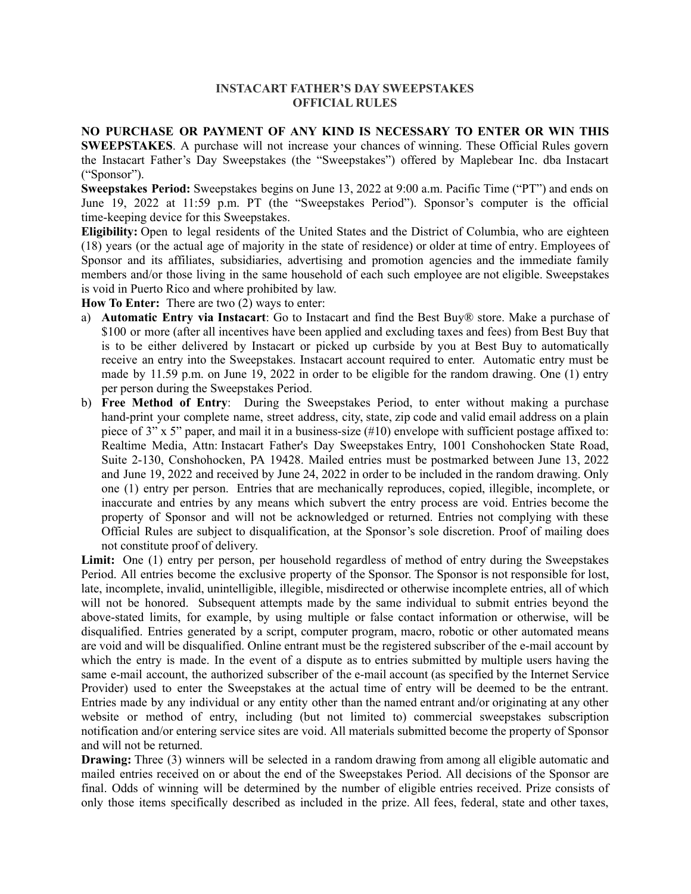# INSTACART FATHER'S DAY SWEEPSTAKES
# OFFICIAL RULES

**NO PURCHASE OR PAYMENT OF ANY KIND IS NECESSARY TO ENTER OR WIN THIS SWEEPSTAKES**. A purchase will not increase your chances of winning. These Official Rules govern the Instacart Father's Day Sweepstakes (the "Sweepstakes") offered by Maplebear Inc. dba Instacart ("Sponsor").

**Sweepstakes Period:** Sweepstakes begins on June 13, 2022 at 9:00 a.m. Pacific Time ("PT") and ends on June 19, 2022 at 11:59 p.m. PT (the "Sweepstakes Period"). Sponsor's computer is the official time-keeping device for this Sweepstakes.

**Eligibility:** Open to legal residents of the United States and the District of Columbia, who are eighteen (18) years (or the actual age of majority in the state of residence) or older at time of entry. Employees of Sponsor and its affiliates, subsidiaries, advertising and promotion agencies and the immediate family members and/or those living in the same household of each such employee are not eligible. Sweepstakes is void in Puerto Rico and where prohibited by law.

**How To Enter:** There are two (2) ways to enter:

a) **Automatic Entry via Instacart**: Go to Instacart and find the Best Buy® store. Make a purchase of $100 or more (after all incentives have been applied and excluding taxes and fees) from Best Buy that is to be either delivered by Instacart or picked up curbside by you at Best Buy to automatically receive an entry into the Sweepstakes. Instacart account required to enter. Automatic entry must be made by 11.59 p.m. on June 19, 2022 in order to be eligible for the random drawing. One (1) entry per person during the Sweepstakes Period.

b) **Free Method of Entry**: During the Sweepstakes Period, to enter without making a purchase hand-print your complete name, street address, city, state, zip code and valid email address on a plain piece of 3" x 5" paper, and mail it in a business-size (#10) envelope with sufficient postage affixed to: Realtime Media, Attn: Instacart Father's Day Sweepstakes Entry, 1001 Conshohocken State Road, Suite 2-130, Conshohocken, PA 19428. Mailed entries must be postmarked between June 13, 2022 and June 19, 2022 and received by June 24, 2022 in order to be included in the random drawing. Only one (1) entry per person. Entries that are mechanically reproduces, copied, illegible, incomplete, or inaccurate and entries by any means which subvert the entry process are void. Entries become the property of Sponsor and will not be acknowledged or returned. Entries not complying with these Official Rules are subject to disqualification, at the Sponsor's sole discretion. Proof of mailing does not constitute proof of delivery.

**Limit:** One (1) entry per person, per household regardless of method of entry during the Sweepstakes Period. All entries become the exclusive property of the Sponsor. The Sponsor is not responsible for lost, late, incomplete, invalid, unintelligible, illegible, misdirected or otherwise incomplete entries, all of which will not be honored. Subsequent attempts made by the same individual to submit entries beyond the above-stated limits, for example, by using multiple or false contact information or otherwise, will be disqualified. Entries generated by a script, computer program, macro, robotic or other automated means are void and will be disqualified. Online entrant must be the registered subscriber of the e-mail account by which the entry is made. In the event of a dispute as to entries submitted by multiple users having the same e-mail account, the authorized subscriber of the e-mail account (as specified by the Internet Service Provider) used to enter the Sweepstakes at the actual time of entry will be deemed to be the entrant. Entries made by any individual or any entity other than the named entrant and/or originating at any other website or method of entry, including (but not limited to) commercial sweepstakes subscription notification and/or entering service sites are void. All materials submitted become the property of Sponsor and will not be returned.

**Drawing:** Three (3) winners will be selected in a random drawing from among all eligible automatic and mailed entries received on or about the end of the Sweepstakes Period. All decisions of the Sponsor are final. Odds of winning will be determined by the number of eligible entries received. Prize consists of only those items specifically described as included in the prize. All fees, federal, state and other taxes,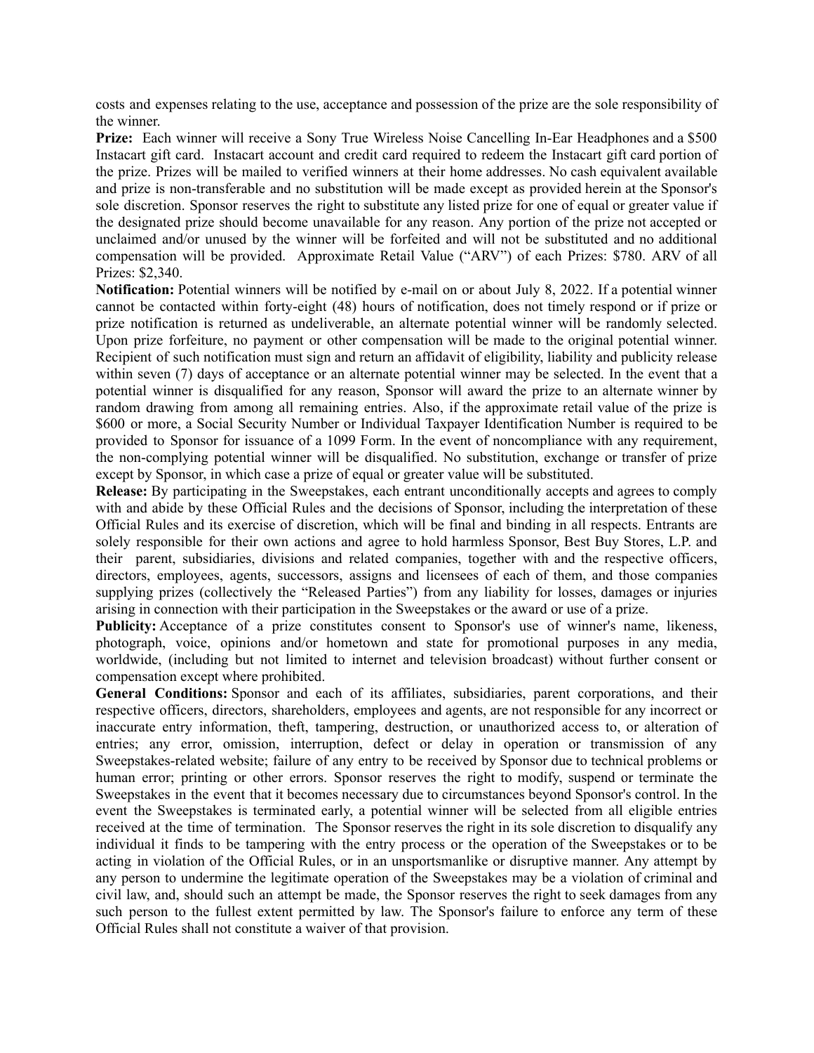costs and expenses relating to the use, acceptance and possession of the prize are the sole responsibility of the winner.

**Prize:** Each winner will receive a Sony True Wireless Noise Cancelling In-Ear Headphones and a $500 Instacart gift card. Instacart account and credit card required to redeem the Instacart gift card portion of the prize. Prizes will be mailed to verified winners at their home addresses. No cash equivalent available and prize is non-transferable and no substitution will be made except as provided herein at the Sponsor's sole discretion. Sponsor reserves the right to substitute any listed prize for one of equal or greater value if the designated prize should become unavailable for any reason. Any portion of the prize not accepted or unclaimed and/or unused by the winner will be forfeited and will not be substituted and no additional compensation will be provided. Approximate Retail Value ("ARV") of each Prizes: $780. ARV of all Prizes: $2,340.

**Notification:** Potential winners will be notified by e-mail on or about July 8, 2022. If a potential winner cannot be contacted within forty-eight (48) hours of notification, does not timely respond or if prize or prize notification is returned as undeliverable, an alternate potential winner will be randomly selected. Upon prize forfeiture, no payment or other compensation will be made to the original potential winner. Recipient of such notification must sign and return an affidavit of eligibility, liability and publicity release within seven (7) days of acceptance or an alternate potential winner may be selected. In the event that a potential winner is disqualified for any reason, Sponsor will award the prize to an alternate winner by random drawing from among all remaining entries. Also, if the approximate retail value of the prize is $600 or more, a Social Security Number or Individual Taxpayer Identification Number is required to be provided to Sponsor for issuance of a 1099 Form. In the event of noncompliance with any requirement, the non-complying potential winner will be disqualified. No substitution, exchange or transfer of prize except by Sponsor, in which case a prize of equal or greater value will be substituted.

**Release:** By participating in the Sweepstakes, each entrant unconditionally accepts and agrees to comply with and abide by these Official Rules and the decisions of Sponsor, including the interpretation of these Official Rules and its exercise of discretion, which will be final and binding in all respects. Entrants are solely responsible for their own actions and agree to hold harmless Sponsor, Best Buy Stores, L.P. and their parent, subsidiaries, divisions and related companies, together with and the respective officers, directors, employees, agents, successors, assigns and licensees of each of them, and those companies supplying prizes (collectively the "Released Parties") from any liability for losses, damages or injuries arising in connection with their participation in the Sweepstakes or the award or use of a prize.

**Publicity:** Acceptance of a prize constitutes consent to Sponsor's use of winner's name, likeness, photograph, voice, opinions and/or hometown and state for promotional purposes in any media, worldwide, (including but not limited to internet and television broadcast) without further consent or compensation except where prohibited.

**General Conditions:** Sponsor and each of its affiliates, subsidiaries, parent corporations, and their respective officers, directors, shareholders, employees and agents, are not responsible for any incorrect or inaccurate entry information, theft, tampering, destruction, or unauthorized access to, or alteration of entries; any error, omission, interruption, defect or delay in operation or transmission of any Sweepstakes-related website; failure of any entry to be received by Sponsor due to technical problems or human error; printing or other errors. Sponsor reserves the right to modify, suspend or terminate the Sweepstakes in the event that it becomes necessary due to circumstances beyond Sponsor's control. In the event the Sweepstakes is terminated early, a potential winner will be selected from all eligible entries received at the time of termination. The Sponsor reserves the right in its sole discretion to disqualify any individual it finds to be tampering with the entry process or the operation of the Sweepstakes or to be acting in violation of the Official Rules, or in an unsportsmanlike or disruptive manner. Any attempt by any person to undermine the legitimate operation of the Sweepstakes may be a violation of criminal and civil law, and, should such an attempt be made, the Sponsor reserves the right to seek damages from any such person to the fullest extent permitted by law. The Sponsor's failure to enforce any term of these Official Rules shall not constitute a waiver of that provision.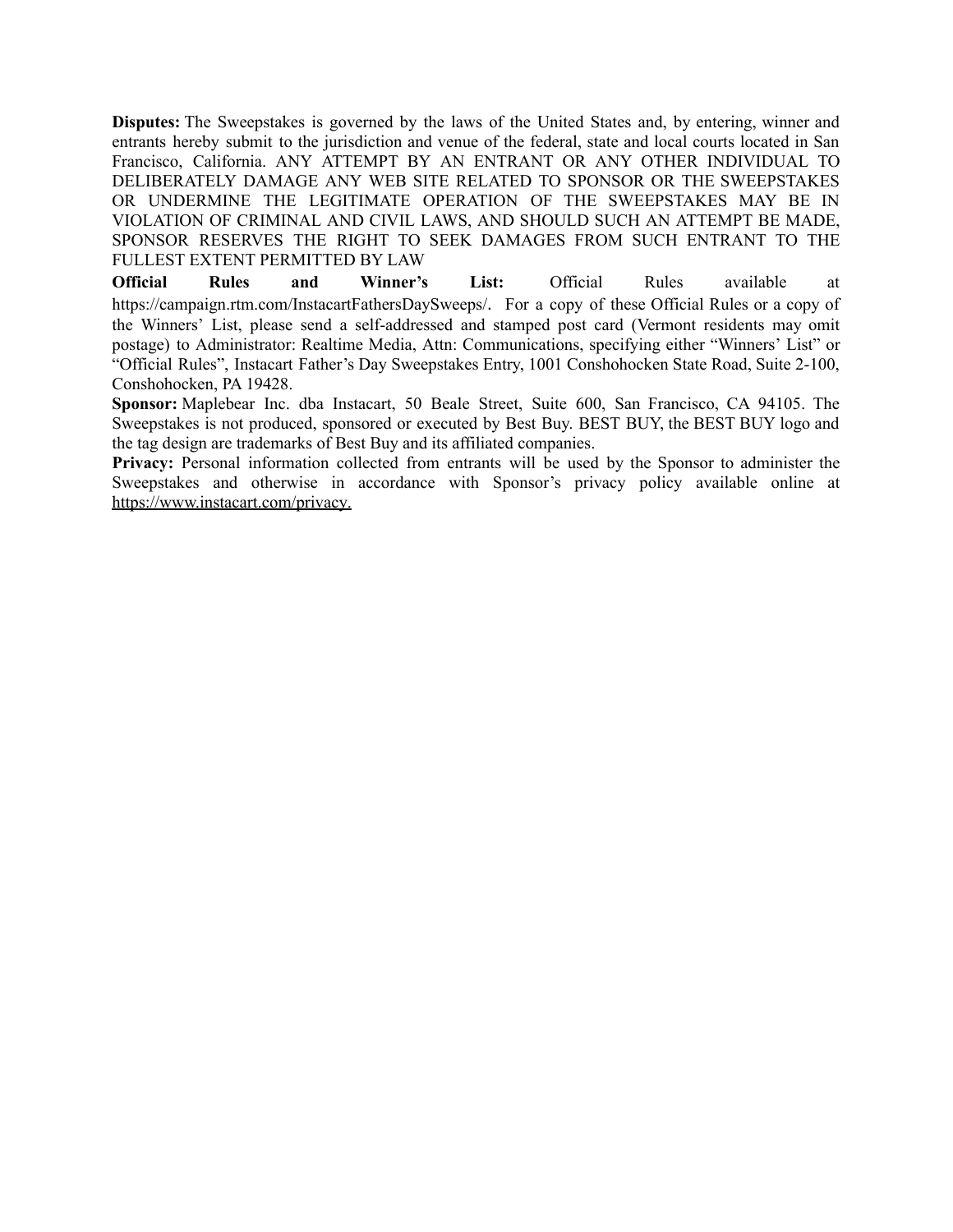**Disputes:** The Sweepstakes is governed by the laws of the United States and, by entering, winner and entrants hereby submit to the jurisdiction and venue of the federal, state and local courts located in San Francisco, California. ANY ATTEMPT BY AN ENTRANT OR ANY OTHER INDIVIDUAL TO DELIBERATELY DAMAGE ANY WEB SITE RELATED TO SPONSOR OR THE SWEEPSTAKES OR UNDERMINE THE LEGITIMATE OPERATION OF THE SWEEPSTAKES MAY BE IN VIOLATION OF CRIMINAL AND CIVIL LAWS, AND SHOULD SUCH AN ATTEMPT BE MADE, SPONSOR RESERVES THE RIGHT TO SEEK DAMAGES FROM SUCH ENTRANT TO THE FULLEST EXTENT PERMITTED BY LAW

**Official Rules and Winner's List:** Official Rules available at https://campaign.rtm.com/InstacartFathersDaySweeps/. For a copy of these Official Rules or a copy of the Winners' List, please send a self-addressed and stamped post card (Vermont residents may omit postage) to Administrator: Realtime Media, Attn: Communications, specifying either "Winners' List" or "Official Rules", Instacart Father's Day Sweepstakes Entry, 1001 Conshohocken State Road, Suite 2-100, Conshohocken, PA 19428.

**Sponsor:** Maplebear Inc. dba Instacart, 50 Beale Street, Suite 600, San Francisco, CA 94105. The Sweepstakes is not produced, sponsored or executed by Best Buy. BEST BUY, the BEST BUY logo and the tag design are trademarks of Best Buy and its affiliated companies.

**Privacy:** Personal information collected from entrants will be used by the Sponsor to administer the Sweepstakes and otherwise in accordance with Sponsor's privacy policy available online at https://www.instacart.com/privacy.